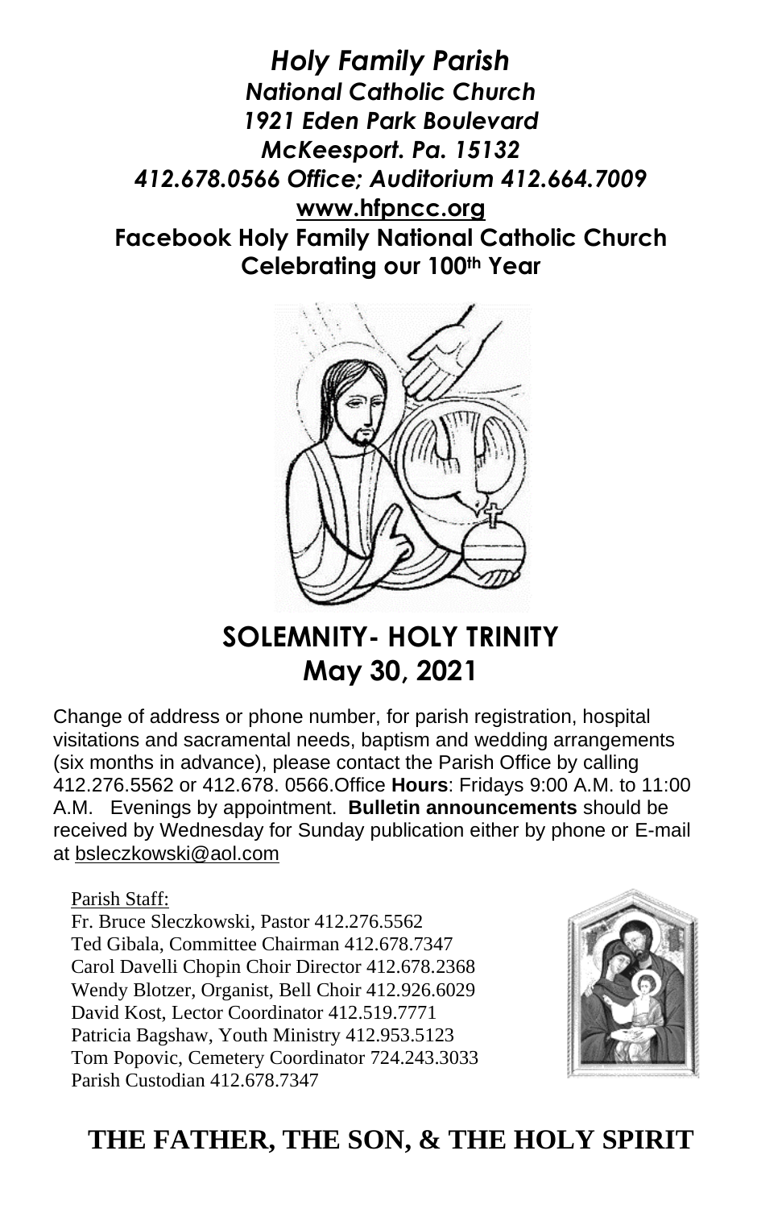***Holy Family Parish***
***National Catholic Church***
***1921 Eden Park Boulevard***
***McKeesport. Pa. 15132***
***412.678.0566 Office; Auditorium 412.664.7009***
**www.hfpncc.org**
**Facebook Holy Family National Catholic Church**
**Celebrating our 100th Year**

# SOLEMNITY- HOLY TRINITY
# May 30, 2021

Change of address or phone number, for parish registration, hospital visitations and sacramental needs, baptism and wedding arrangements (six months in advance), please contact the Parish Office by calling 412.276.5562 or 412.678. 0566.Office **Hours**: Fridays 9:00 A.M. to 11:00 A.M. Evenings by appointment. **Bulletin announcements** should be received by Wednesday for Sunday publication either by phone or E-mail at bsleczkowski@aol.com

Parish Staff:
Fr. Bruce Sleczkowski, Pastor 412.276.5562
Ted Gibala, Committee Chairman 412.678.7347
Carol Davelli Chopin Choir Director 412.678.2368
Wendy Blotzer, Organist, Bell Choir 412.926.6029
David Kost, Lector Coordinator 412.519.7771
Patricia Bagshaw, Youth Ministry 412.953.5123
Tom Popovic, Cemetery Coordinator 724.243.3033
Parish Custodian 412.678.7347

## THE FATHER, THE SON, & THE HOLY SPIRIT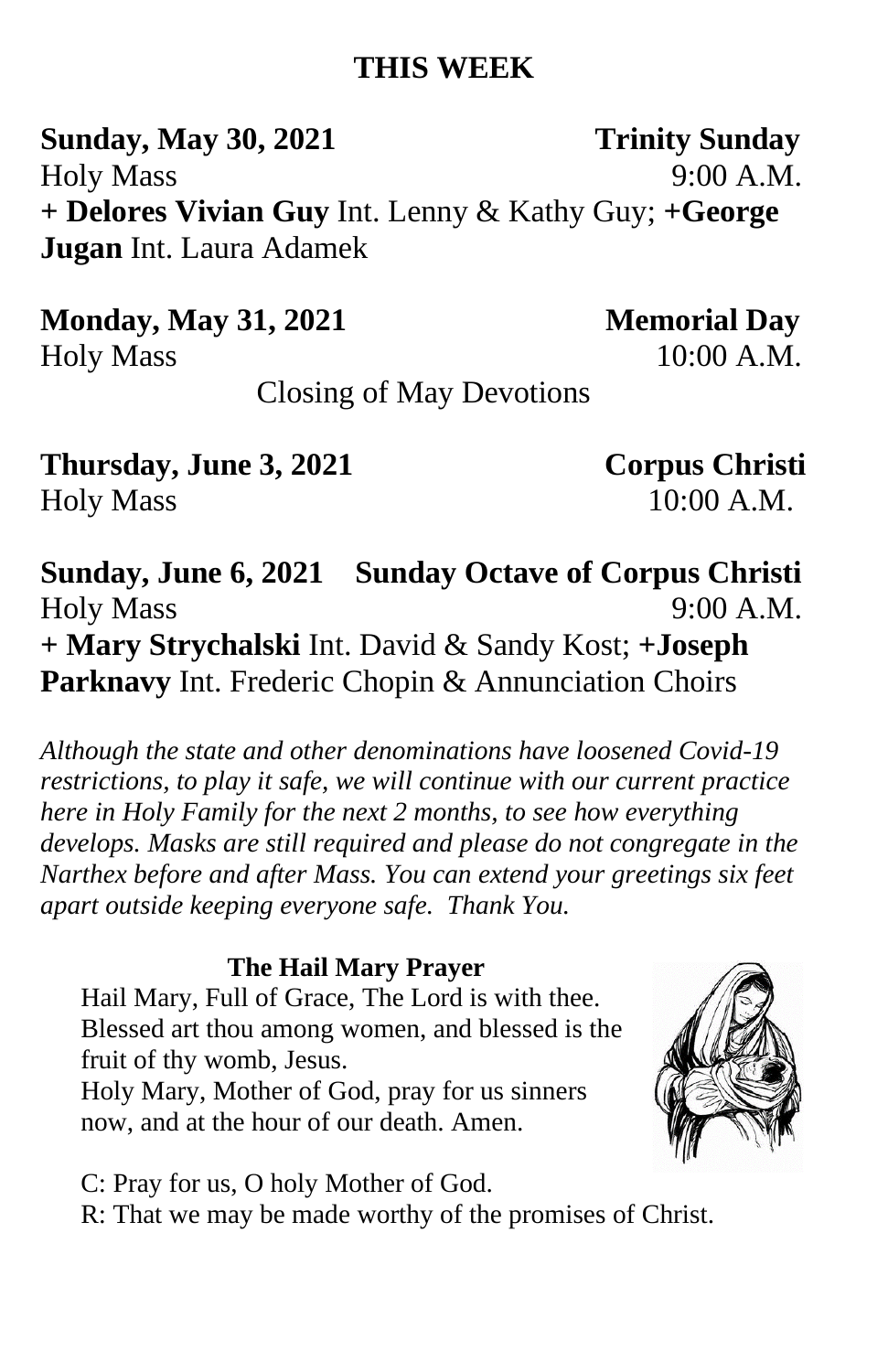## THIS WEEK

**Sunday, May 30, 2021** **Trinity Sunday**
Holy Mass 9:00 A.M.
**+ Delores Vivian Guy** Int. Lenny & Kathy Guy; **+George Jugan** Int. Laura Adamek

**Monday, May 31, 2021** **Memorial Day**
Holy Mass 10:00 A.M.
Closing of May Devotions

**Thursday, June 3, 2021** **Corpus Christi**
Holy Mass 10:00 A.M.

**Sunday, June 6, 2021** **Sunday Octave of Corpus Christi**
Holy Mass 9:00 A.M.
**+ Mary Strychalski** Int. David & Sandy Kost; **+Joseph Parknavy** Int. Frederic Chopin & Annunciation Choirs

*Although the state and other denominations have loosened Covid-19 restrictions, to play it safe, we will continue with our current practice here in Holy Family for the next 2 months, to see how everything develops. Masks are still required and please do not congregate in the Narthex before and after Mass. You can extend your greetings six feet apart outside keeping everyone safe. Thank You.*

**The Hail Mary Prayer**

Hail Mary, Full of Grace, The Lord is with thee. Blessed art thou among women, and blessed is the fruit of thy womb, Jesus.
Holy Mary, Mother of God, pray for us sinners now, and at the hour of our death. Amen.

C: Pray for us, O holy Mother of God.
R: That we may be made worthy of the promises of Christ.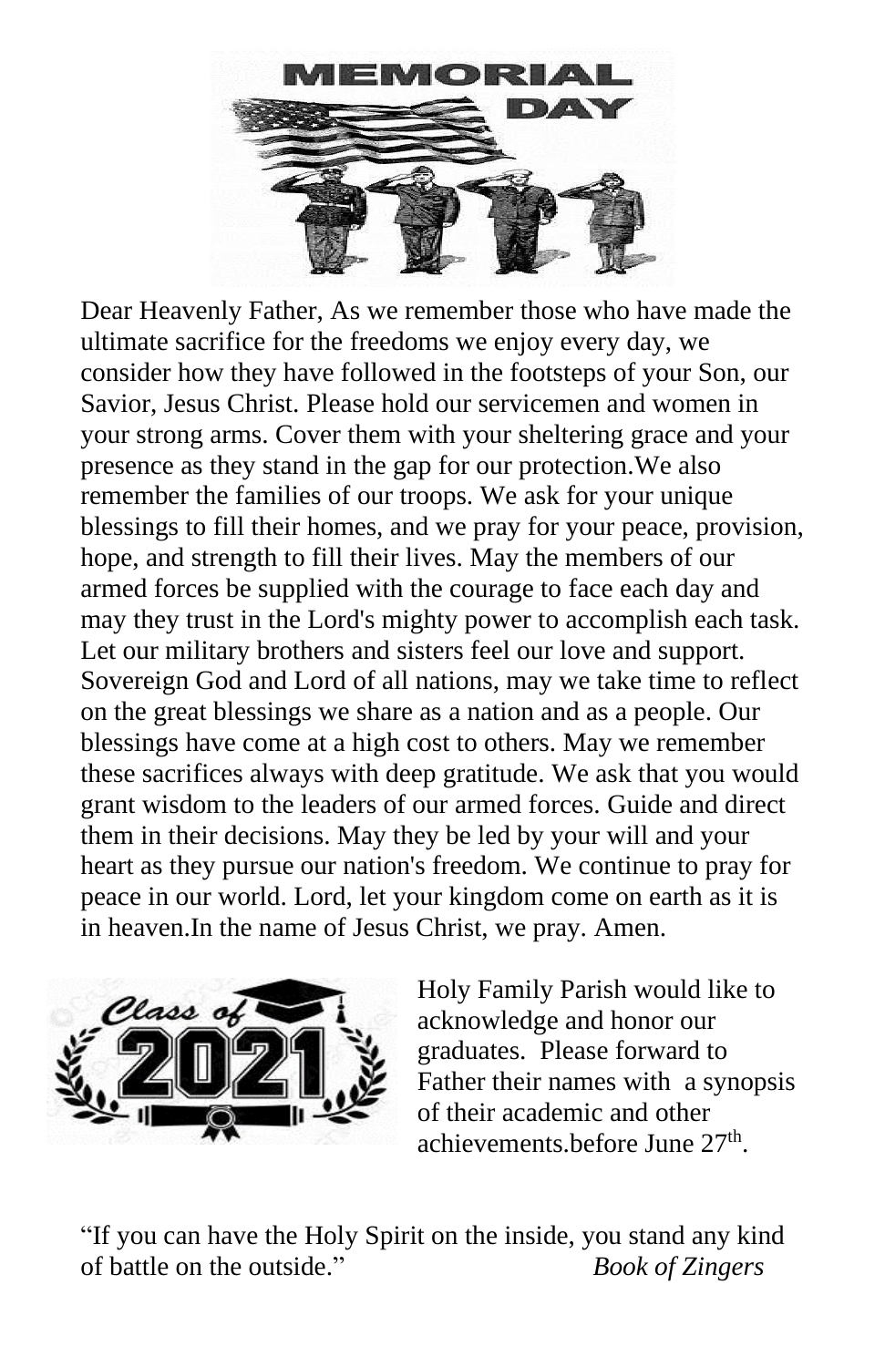Dear Heavenly Father, As we remember those who have made the ultimate sacrifice for the freedoms we enjoy every day, we consider how they have followed in the footsteps of your Son, our Savior, Jesus Christ. Please hold our servicemen and women in your strong arms. Cover them with your sheltering grace and your presence as they stand in the gap for our protection.We also remember the families of our troops. We ask for your unique blessings to fill their homes, and we pray for your peace, provision, hope, and strength to fill their lives. May the members of our armed forces be supplied with the courage to face each day and may they trust in the Lord's mighty power to accomplish each task. Let our military brothers and sisters feel our love and support. Sovereign God and Lord of all nations, may we take time to reflect on the great blessings we share as a nation and as a people. Our blessings have come at a high cost to others. May we remember these sacrifices always with deep gratitude. We ask that you would grant wisdom to the leaders of our armed forces. Guide and direct them in their decisions. May they be led by your will and your heart as they pursue our nation's freedom. We continue to pray for peace in our world. Lord, let your kingdom come on earth as it is in heaven.In the name of Jesus Christ, we pray. Amen.

Holy Family Parish would like to acknowledge and honor our graduates. Please forward to Father their names with a synopsis of their academic and other achievements.before June 27th.

"If you can have the Holy Spirit on the inside, you stand any kind of battle on the outside." *Book of Zingers*